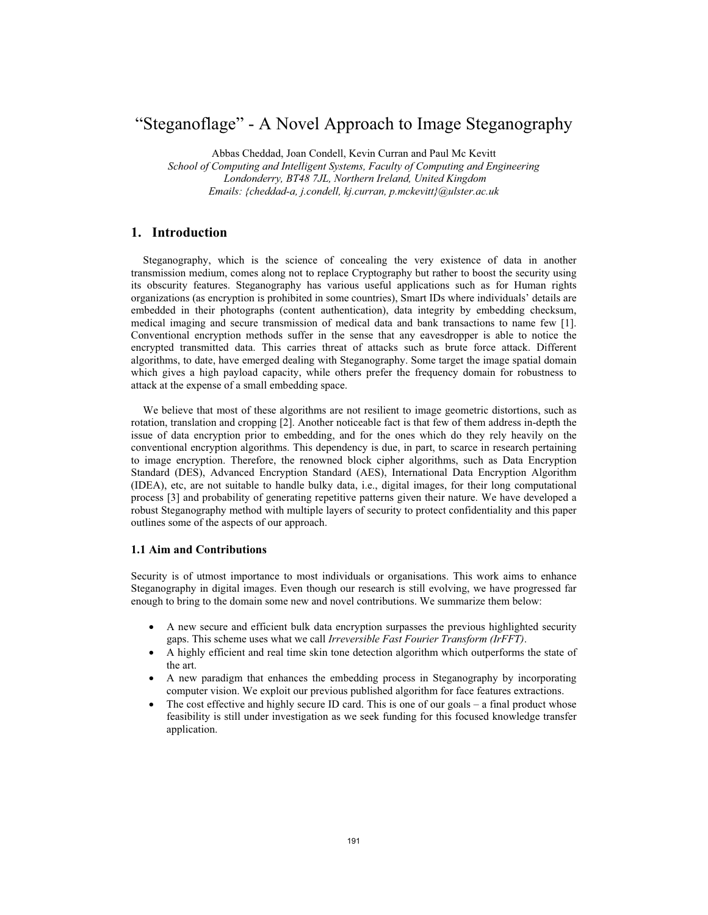// “Steganoflage” - A Novel Approach to Image Steganography

Abbas Cheddad, Joan Condell, Kevin Curran and Paul Mc Kevitt

*School of Computing and Intelligent Systems, Faculty of Computing and Engineering*
*Londonderry, BT48 7JL, Northern Ireland, United Kingdom*
*Emails: {cheddad-a, j.condell, kj.curran, p.mckevitt}@ulster.ac.uk*

## 1. Introduction

Steganography, which is the science of concealing the very existence of data in another transmission medium, comes along not to replace Cryptography but rather to boost the security using its obscurity features. Steganography has various useful applications such as for Human rights organizations (as encryption is prohibited in some countries), Smart IDs where individuals' details are embedded in their photographs (content authentication), data integrity by embedding checksum, medical imaging and secure transmission of medical data and bank transactions to name few [1]. Conventional encryption methods suffer in the sense that any eavesdropper is able to notice the encrypted transmitted data. This carries threat of attacks such as brute force attack. Different algorithms, to date, have emerged dealing with Steganography. Some target the image spatial domain which gives a high payload capacity, while others prefer the frequency domain for robustness to attack at the expense of a small embedding space.

We believe that most of these algorithms are not resilient to image geometric distortions, such as rotation, translation and cropping [2]. Another noticeable fact is that few of them address in-depth the issue of data encryption prior to embedding, and for the ones which do they rely heavily on the conventional encryption algorithms. This dependency is due, in part, to scarce in research pertaining to image encryption. Therefore, the renowned block cipher algorithms, such as Data Encryption Standard (DES), Advanced Encryption Standard (AES), International Data Encryption Algorithm (IDEA), etc, are not suitable to handle bulky data, i.e., digital images, for their long computational process [3] and probability of generating repetitive patterns given their nature. We have developed a robust Steganography method with multiple layers of security to protect confidentiality and this paper outlines some of the aspects of our approach.

### 1.1 Aim and Contributions

Security is of utmost importance to most individuals or organisations. This work aims to enhance Steganography in digital images. Even though our research is still evolving, we have progressed far enough to bring to the domain some new and novel contributions. We summarize them below:

- A new secure and efficient bulk data encryption surpasses the previous highlighted security gaps. This scheme uses what we call *Irreversible Fast Fourier Transform (IrFFT)*.
- A highly efficient and real time skin tone detection algorithm which outperforms the state of the art.
- A new paradigm that enhances the embedding process in Steganography by incorporating computer vision. We exploit our previous published algorithm for face features extractions.
- The cost effective and highly secure ID card. This is one of our goals – a final product whose feasibility is still under investigation as we seek funding for this focused knowledge transfer application.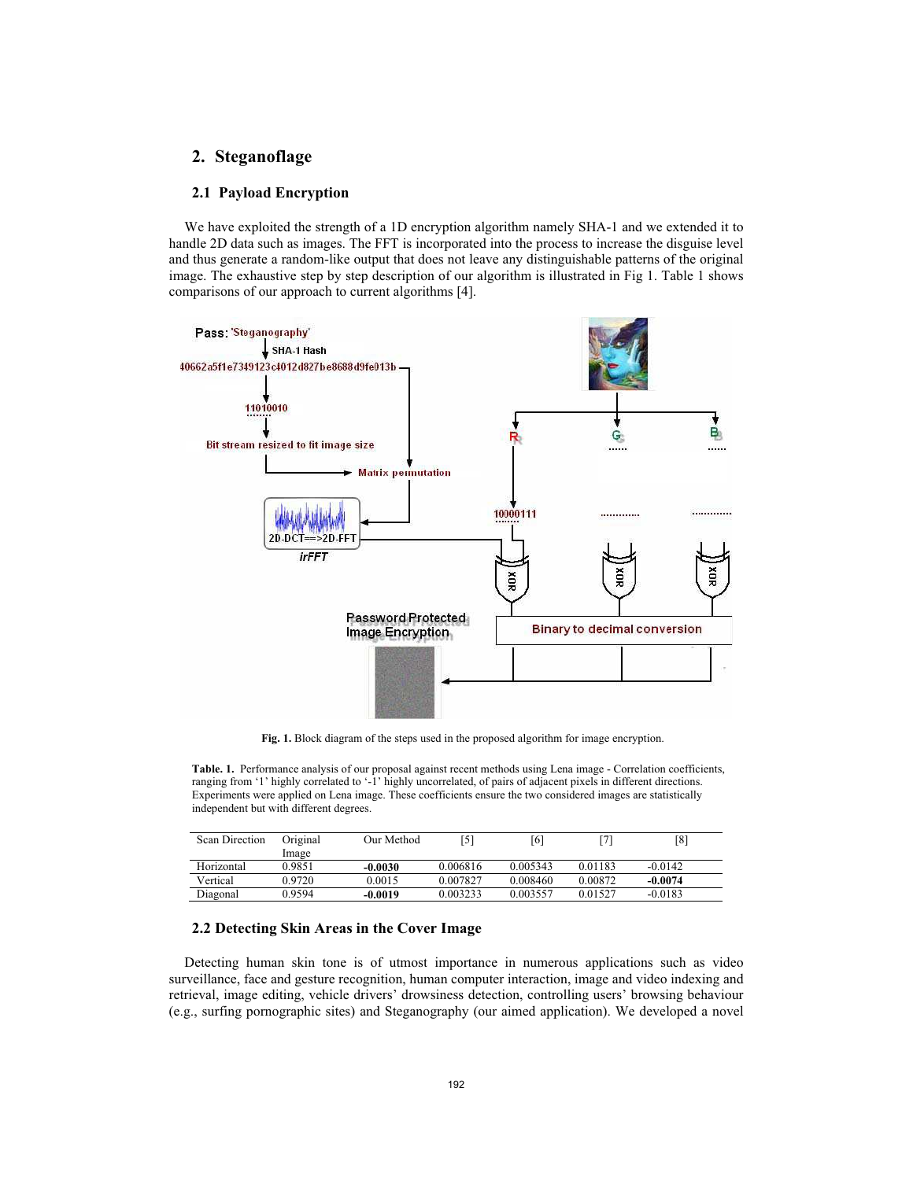## 2. Steganoflage

### 2.1 Payload Encryption

We have exploited the strength of a 1D encryption algorithm namely SHA-1 and we extended it to handle 2D data such as images. The FFT is incorporated into the process to increase the disguise level and thus generate a random-like output that does not leave any distinguishable patterns of the original image. The exhaustive step by step description of our algorithm is illustrated in Fig 1. Table 1 shows comparisons of our approach to current algorithms [4].

**Fig. 1.** Block diagram of the steps used in the proposed algorithm for image encryption.

**Table. 1.** Performance analysis of our proposal against recent methods using Lena image - Correlation coefficients, ranging from '1' highly correlated to '-1' highly uncorrelated, of pairs of adjacent pixels in different directions. Experiments were applied on Lena image. These coefficients ensure the two considered images are statistically independent but with different degrees.

| Scan Direction | Original Image | Our Method | [5] | [6] | [7] | [8] |
|---|---|---|---|---|---|---|
| Horizontal | 0.9851 | **-0.0030** | 0.006816 | 0.005343 | 0.01183 | -0.0142 |
| Vertical | 0.9720 | 0.0015 | 0.007827 | 0.008460 | 0.00872 | **-0.0074** |
| Diagonal | 0.9594 | **-0.0019** | 0.003233 | 0.003557 | 0.01527 | -0.0183 |

### 2.2 Detecting Skin Areas in the Cover Image

Detecting human skin tone is of utmost importance in numerous applications such as video surveillance, face and gesture recognition, human computer interaction, image and video indexing and retrieval, image editing, vehicle drivers' drowsiness detection, controlling users' browsing behaviour (e.g., surfing pornographic sites) and Steganography (our aimed application). We developed a novel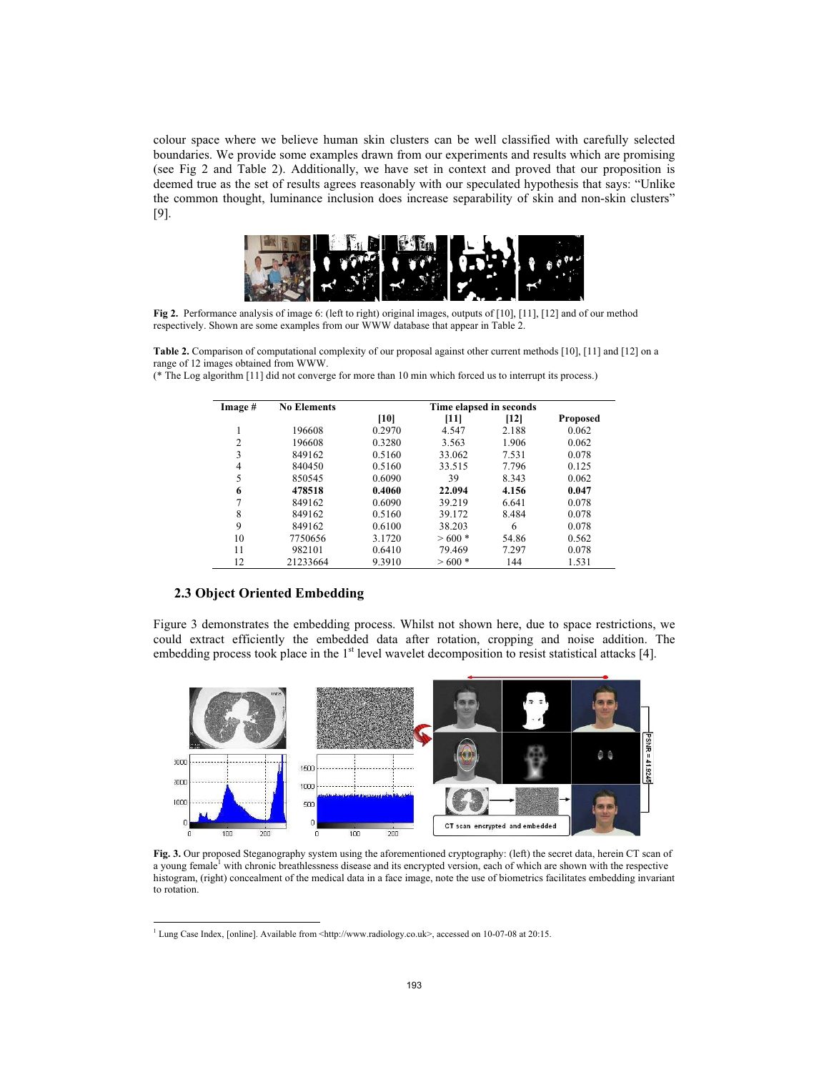colour space where we believe human skin clusters can be well classified with carefully selected boundaries. We provide some examples drawn from our experiments and results which are promising (see Fig 2 and Table 2). Additionally, we have set in context and proved that our proposition is deemed true as the set of results agrees reasonably with our speculated hypothesis that says: "Unlike the common thought, luminance inclusion does increase separability of skin and non-skin clusters" [9].

**Fig 2.** Performance analysis of image 6: (left to right) original images, outputs of [10], [11], [12] and of our method respectively. Shown are some examples from our WWW database that appear in Table 2.

**Table 2.** Comparison of computational complexity of our proposal against other current methods [10], [11] and [12] on a range of 12 images obtained from WWW.
(* The Log algorithm [11] did not converge for more than 10 min which forced us to interrupt its process.)

| Image # | No Elements | Time elapsed in seconds | | | |
|---|---|---|---|---|---|
| | | [10] | [11] | [12] | Proposed |
| 1 | 196608 | 0.2970 | 4.547 | 2.188 | 0.062 |
| 2 | 196608 | 0.3280 | 3.563 | 1.906 | 0.062 |
| 3 | 849162 | 0.5160 | 33.062 | 7.531 | 0.078 |
| 4 | 840450 | 0.5160 | 33.515 | 7.796 | 0.125 |
| 5 | 850545 | 0.6090 | 39 | 8.343 | 0.062 |
| **6** | **478518** | **0.4060** | **22.094** | **4.156** | **0.047** |
| 7 | 849162 | 0.6090 | 39.219 | 6.641 | 0.078 |
| 8 | 849162 | 0.5160 | 39.172 | 8.484 | 0.078 |
| 9 | 849162 | 0.6100 | 38.203 | 6 | 0.078 |
| 10 | 7750656 | 3.1720 | > 600 * | 54.86 | 0.562 |
| 11 | 982101 | 0.6410 | 79.469 | 7.297 | 0.078 |
| 12 | 21233664 | 9.3910 | > 600 * | 144 | 1.531 |

### 2.3 Object Oriented Embedding

Figure 3 demonstrates the embedding process. Whilst not shown here, due to space restrictions, we could extract efficiently the embedded data after rotation, cropping and noise addition. The embedding process took place in the 1st level wavelet decomposition to resist statistical attacks [4].

**Fig. 3.** Our proposed Steganography system using the aforementioned cryptography: (left) the secret data, herein CT scan of a young female[1] with chronic breathlessness disease and its encrypted version, each of which are shown with the respective histogram, (right) concealment of the medical data in a face image, note the use of biometrics facilitates embedding invariant to rotation.

[1] Lung Case Index, [online]. Available from <http://www.radiology.co.uk>, accessed on 10-07-08 at 20:15.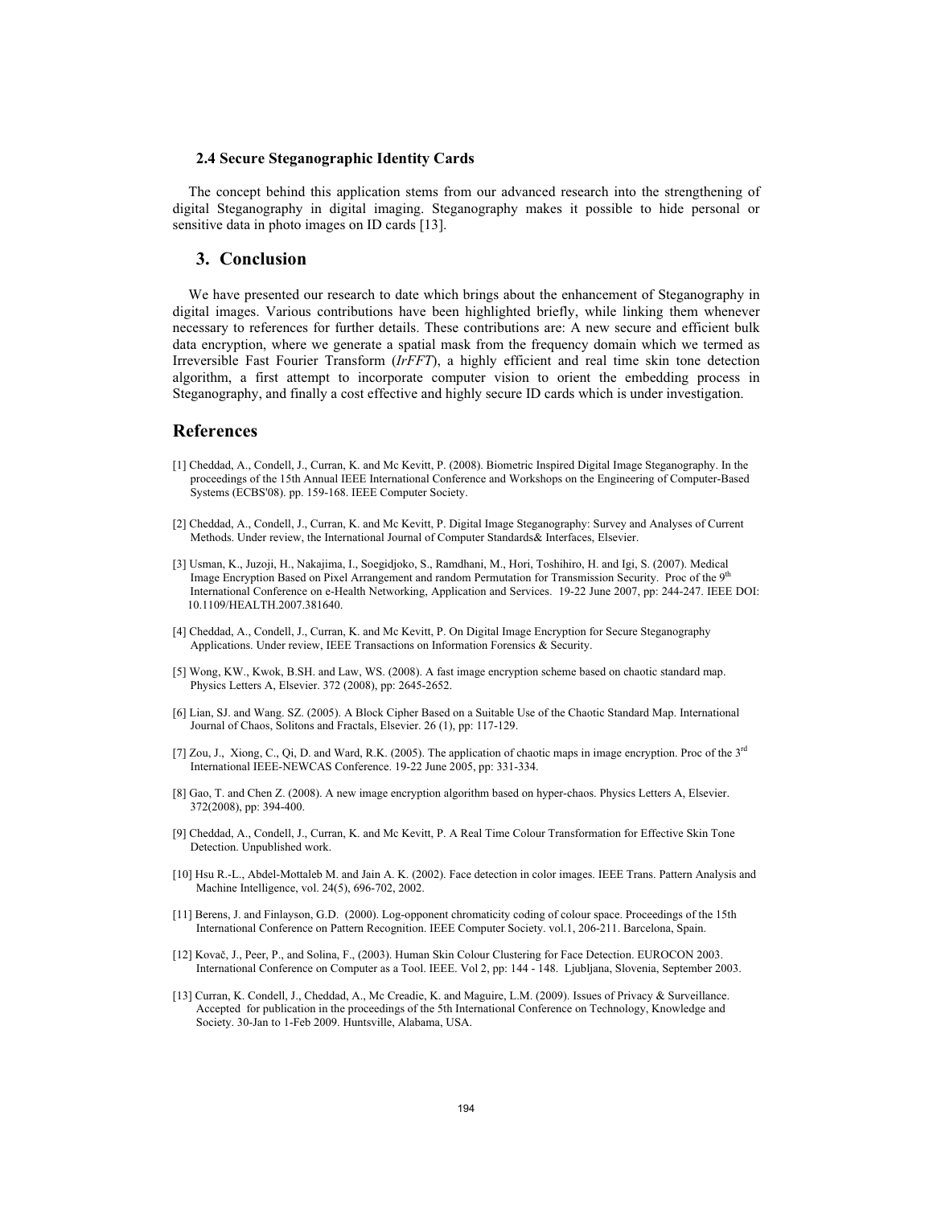### 2.4 Secure Steganographic Identity Cards

The concept behind this application stems from our advanced research into the strengthening of digital Steganography in digital imaging. Steganography makes it possible to hide personal or sensitive data in photo images on ID cards [13].

## 3. Conclusion

We have presented our research to date which brings about the enhancement of Steganography in digital images. Various contributions have been highlighted briefly, while linking them whenever necessary to references for further details. These contributions are: A new secure and efficient bulk data encryption, where we generate a spatial mask from the frequency domain which we termed as Irreversible Fast Fourier Transform (*IrFFT*), a highly efficient and real time skin tone detection algorithm, a first attempt to incorporate computer vision to orient the embedding process in Steganography, and finally a cost effective and highly secure ID cards which is under investigation.

## References

[1] Cheddad, A., Condell, J., Curran, K. and Mc Kevitt, P. (2008). Biometric Inspired Digital Image Steganography. In the proceedings of the 15th Annual IEEE International Conference and Workshops on the Engineering of Computer-Based Systems (ECBS'08). pp. 159-168. IEEE Computer Society.

[2] Cheddad, A., Condell, J., Curran, K. and Mc Kevitt, P. Digital Image Steganography: Survey and Analyses of Current Methods. Under review, the International Journal of Computer Standards& Interfaces, Elsevier.

[3] Usman, K., Juzoji, H., Nakajima, I., Soegidjoko, S., Ramdhani, M., Hori, Toshihiro, H. and Igi, S. (2007). Medical Image Encryption Based on Pixel Arrangement and random Permutation for Transmission Security. Proc of the 9th International Conference on e-Health Networking, Application and Services. 19-22 June 2007, pp: 244-247. IEEE DOI: 10.1109/HEALTH.2007.381640.

[4] Cheddad, A., Condell, J., Curran, K. and Mc Kevitt, P. On Digital Image Encryption for Secure Steganography Applications. Under review, IEEE Transactions on Information Forensics & Security.

[5] Wong, KW., Kwok, B.SH. and Law, WS. (2008). A fast image encryption scheme based on chaotic standard map. Physics Letters A, Elsevier. 372 (2008), pp: 2645-2652.

[6] Lian, SJ. and Wang. SZ. (2005). A Block Cipher Based on a Suitable Use of the Chaotic Standard Map. International Journal of Chaos, Solitons and Fractals, Elsevier. 26 (1), pp: 117-129.

[7] Zou, J., Xiong, C., Qi, D. and Ward, R.K. (2005). The application of chaotic maps in image encryption. Proc of the 3rd International IEEE-NEWCAS Conference. 19-22 June 2005, pp: 331-334.

[8] Gao, T. and Chen Z. (2008). A new image encryption algorithm based on hyper-chaos. Physics Letters A, Elsevier. 372(2008), pp: 394-400.

[9] Cheddad, A., Condell, J., Curran, K. and Mc Kevitt, P. A Real Time Colour Transformation for Effective Skin Tone Detection. Unpublished work.

[10] Hsu R.-L., Abdel-Mottaleb M. and Jain A. K. (2002). Face detection in color images. IEEE Trans. Pattern Analysis and Machine Intelligence, vol. 24(5), 696-702, 2002.

[11] Berens, J. and Finlayson, G.D. (2000). Log-opponent chromaticity coding of colour space. Proceedings of the 15th International Conference on Pattern Recognition. IEEE Computer Society. vol.1, 206-211. Barcelona, Spain.

[12] Kovač, J., Peer, P., and Solina, F., (2003). Human Skin Colour Clustering for Face Detection. EUROCON 2003. International Conference on Computer as a Tool. IEEE. Vol 2, pp: 144 - 148. Ljubljana, Slovenia, September 2003.

[13] Curran, K. Condell, J., Cheddad, A., Mc Creadie, K. and Maguire, L.M. (2009). Issues of Privacy & Surveillance. Accepted for publication in the proceedings of the 5th International Conference on Technology, Knowledge and Society. 30-Jan to 1-Feb 2009. Huntsville, Alabama, USA.